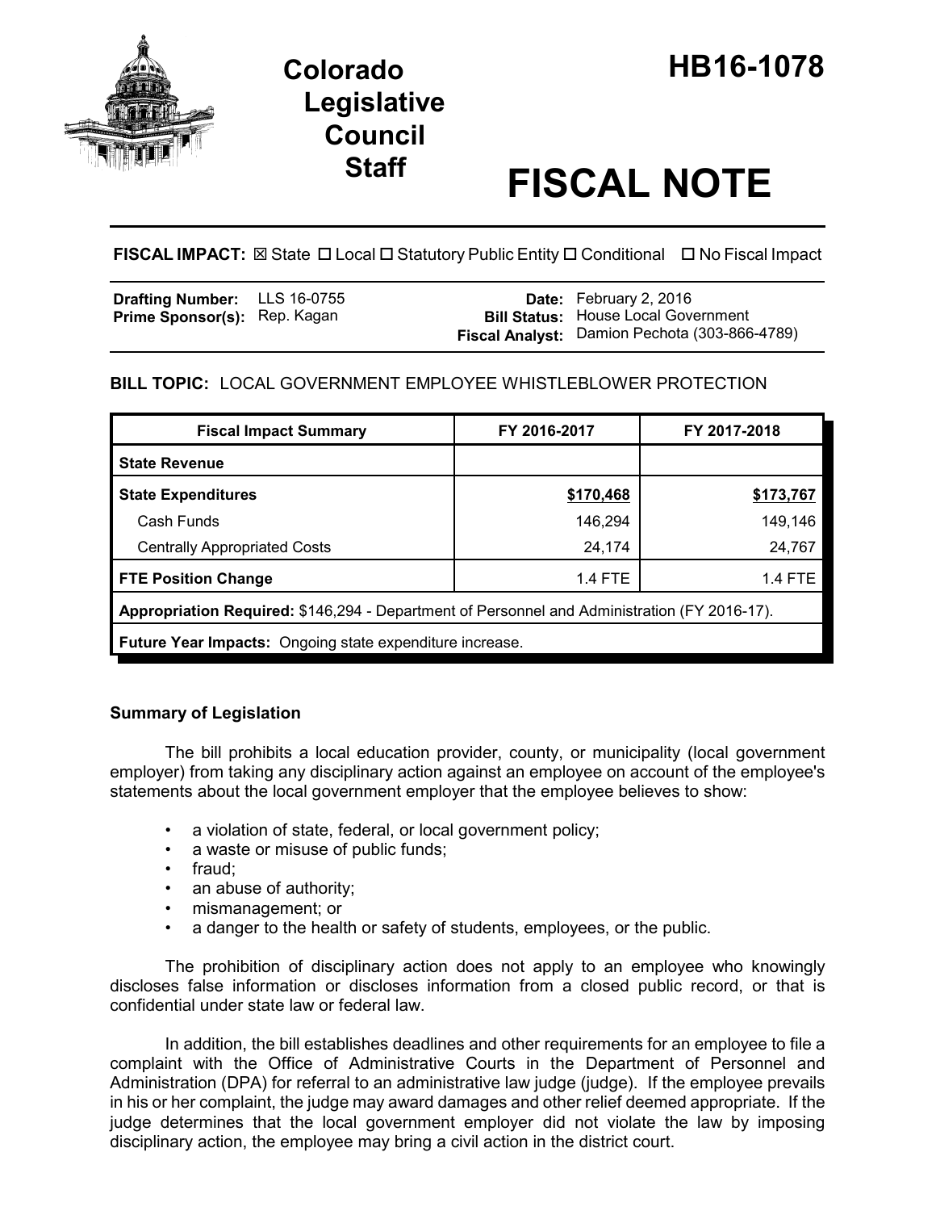# Colorado Legislative Council Staff

# HB16-1078

# FISCAL NOTE

**FISCAL IMPACT:** ☒ State ☐ Local ☐ Statutory Public Entity ☐ Conditional ☐ No Fiscal Impact

| | | | |
|---|---|---|---|
| **Drafting Number:** | LLS 16-0755 | **Date:** | February 2, 2016 |
| **Prime Sponsor(s):** | Rep. Kagan | **Bill Status:** | House Local Government |
| | | **Fiscal Analyst:** | Damion Pechota (303-866-4789) |

**BILL TOPIC:** LOCAL GOVERNMENT EMPLOYEE WHISTLEBLOWER PROTECTION

| Fiscal Impact Summary | FY 2016-2017 | FY 2017-2018 |
|---|---|---|
| **State Revenue** | | |
| **State Expenditures** | **$170,468** | **$173,767** |
| Cash Funds | 146,294 | 149,146 |
| Centrally Appropriated Costs | 24,174 | 24,767 |
| **FTE Position Change** | 1.4 FTE | 1.4 FTE |
| **Appropriation Required:** $146,294 - Department of Personnel and Administration (FY 2016-17). | | |
| **Future Year Impacts:** Ongoing state expenditure increase. | | |

### Summary of Legislation

The bill prohibits a local education provider, county, or municipality (local government employer) from taking any disciplinary action against an employee on account of the employee's statements about the local government employer that the employee believes to show:

- a violation of state, federal, or local government policy;
- a waste or misuse of public funds;
- fraud;
- an abuse of authority;
- mismanagement; or
- a danger to the health or safety of students, employees, or the public.

The prohibition of disciplinary action does not apply to an employee who knowingly discloses false information or discloses information from a closed public record, or that is confidential under state law or federal law.

In addition, the bill establishes deadlines and other requirements for an employee to file a complaint with the Office of Administrative Courts in the Department of Personnel and Administration (DPA) for referral to an administrative law judge (judge). If the employee prevails in his or her complaint, the judge may award damages and other relief deemed appropriate. If the judge determines that the local government employer did not violate the law by imposing disciplinary action, the employee may bring a civil action in the district court.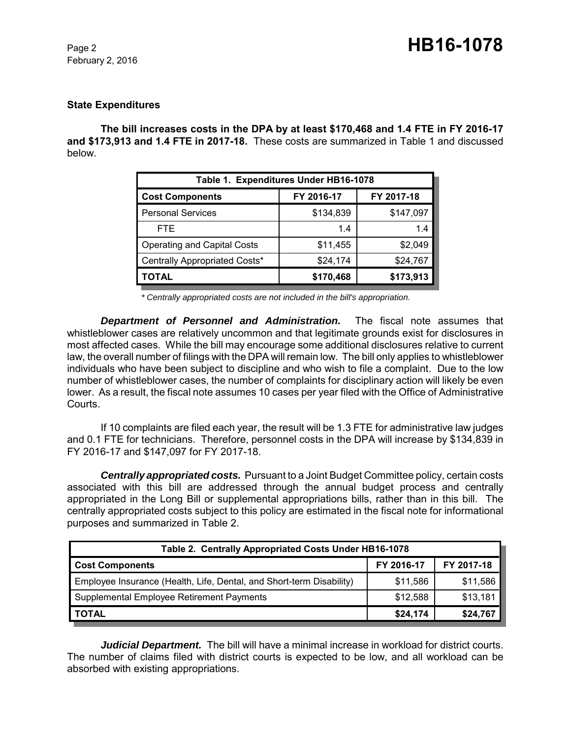### State Expenditures

**The bill increases costs in the DPA by at least $170,468 and 1.4 FTE in FY 2016-17 and $173,913 and 1.4 FTE in 2017-18.** These costs are summarized in Table 1 and discussed below.

| Table 1. Expenditures Under HB16-1078 | | |
|---|---|---|
| **Cost Components** | **FY 2016-17** | **FY 2017-18** |
| Personal Services | $134,839 | $147,097 |
| FTE | 1.4 | 1.4 |
| Operating and Capital Costs | $11,455 | $2,049 |
| Centrally Appropriated Costs* | $24,174 | $24,767 |
| **TOTAL** | **$170,468** | **$173,913** |

*\* Centrally appropriated costs are not included in the bill's appropriation.*

***Department of Personnel and Administration.*** The fiscal note assumes that whistleblower cases are relatively uncommon and that legitimate grounds exist for disclosures in most affected cases. While the bill may encourage some additional disclosures relative to current law, the overall number of filings with the DPA will remain low. The bill only applies to whistleblower individuals who have been subject to discipline and who wish to file a complaint. Due to the low number of whistleblower cases, the number of complaints for disciplinary action will likely be even lower. As a result, the fiscal note assumes 10 cases per year filed with the Office of Administrative Courts.

If 10 complaints are filed each year, the result will be 1.3 FTE for administrative law judges and 0.1 FTE for technicians. Therefore, personnel costs in the DPA will increase by $134,839 in FY 2016-17 and $147,097 for FY 2017-18.

***Centrally appropriated costs.*** Pursuant to a Joint Budget Committee policy, certain costs associated with this bill are addressed through the annual budget process and centrally appropriated in the Long Bill or supplemental appropriations bills, rather than in this bill. The centrally appropriated costs subject to this policy are estimated in the fiscal note for informational purposes and summarized in Table 2.

| Table 2. Centrally Appropriated Costs Under HB16-1078 | | |
|---|---|---|
| **Cost Components** | **FY 2016-17** | **FY 2017-18** |
| Employee Insurance (Health, Life, Dental, and Short-term Disability) | $11,586 | $11,586 |
| Supplemental Employee Retirement Payments | $12,588 | $13,181 |
| **TOTAL** | **$24,174** | **$24,767** |

***Judicial Department.*** The bill will have a minimal increase in workload for district courts. The number of claims filed with district courts is expected to be low, and all workload can be absorbed with existing appropriations.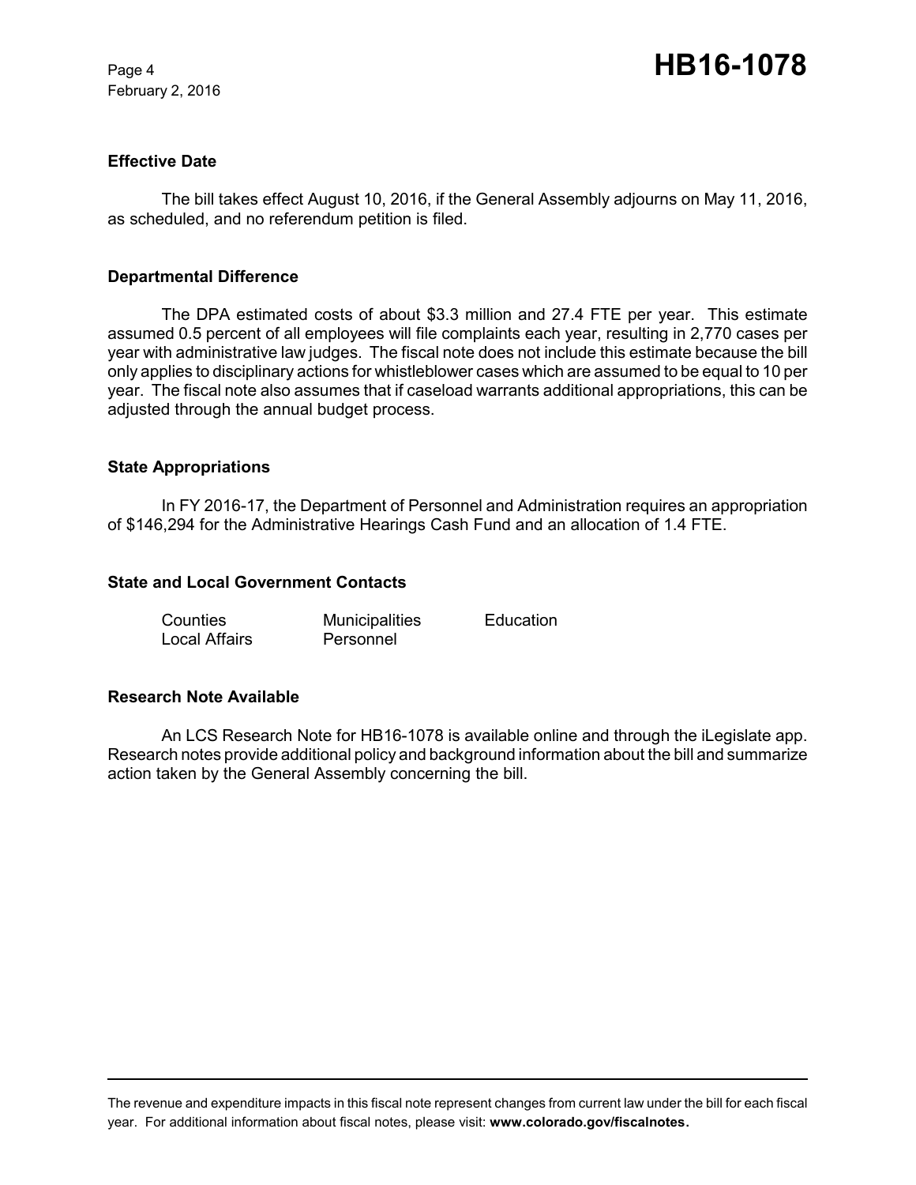### Effective Date

The bill takes effect August 10, 2016, if the General Assembly adjourns on May 11, 2016, as scheduled, and no referendum petition is filed.

### Departmental Difference

The DPA estimated costs of about $3.3 million and 27.4 FTE per year. This estimate assumed 0.5 percent of all employees will file complaints each year, resulting in 2,770 cases per year with administrative law judges. The fiscal note does not include this estimate because the bill only applies to disciplinary actions for whistleblower cases which are assumed to be equal to 10 per year. The fiscal note also assumes that if caseload warrants additional appropriations, this can be adjusted through the annual budget process.

### State Appropriations

In FY 2016-17, the Department of Personnel and Administration requires an appropriation of $146,294 for the Administrative Hearings Cash Fund and an allocation of 1.4 FTE.

### State and Local Government Contacts

| | | |
|---|---|---|
| Counties | Municipalities | Education |
| Local Affairs | Personnel | |

### Research Note Available

An LCS Research Note for HB16-1078 is available online and through the iLegislate app. Research notes provide additional policy and background information about the bill and summarize action taken by the General Assembly concerning the bill.

---

The revenue and expenditure impacts in this fiscal note represent changes from current law under the bill for each fiscal year. For additional information about fiscal notes, please visit: **www.colorado.gov/fiscalnotes.**